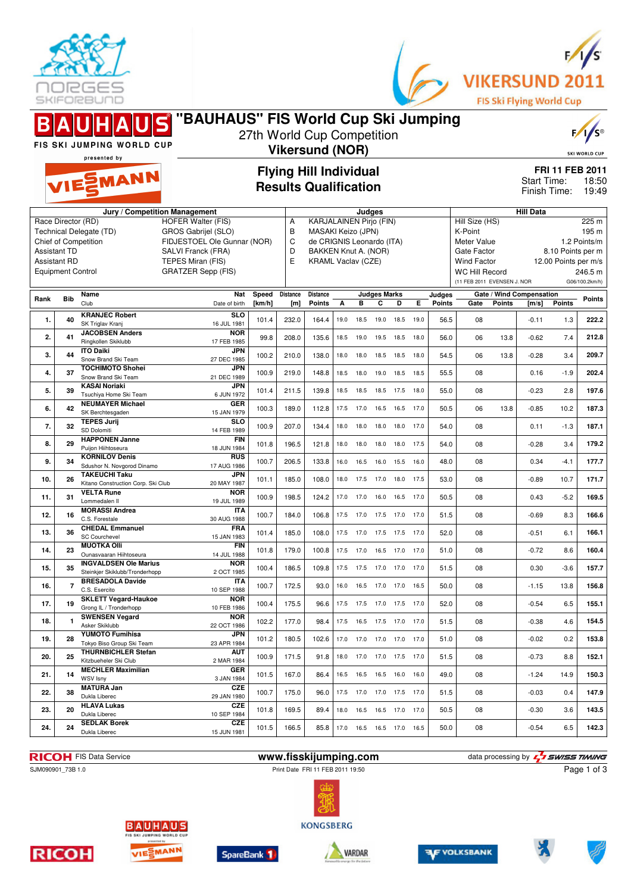# "BAUHAUS" FIS World Cup Ski Jumping

27th World Cup Competition

**Vikersund (NOR)**

FIS SKI JUMPING WORLD CUP presented by VIESSMANN

VIKERSUND 2011 FIS Ski Flying World Cup

## Flying Hill Individual
## Results Qualification

**FRI 11 FEB 2011**
Start Time: 18:50
Finish Time: 19:49

| Jury / Competition Management | | Judges | | Hill Data | |
|---|---|---|---|---|---|
| Race Director (RD) | HOFER Walter (FIS) | A | KARJALAINEN Pirjo (FIN) | Hill Size (HS) | 225 m |
| Technical Delegate (TD) | GROS Gabrijel (SLO) | B | MASAKI Keizo (JPN) | K-Point | 195 m |
| Chief of Competition | FIDJESTOEL Ole Gunnar (NOR) | C | de CRIGNIS Leonardo (ITA) | Meter Value | 1.2 Points/m |
| Assistant TD | SALVI Franck (FRA) | D | BAKKEN Knut A. (NOR) | Gate Factor | 8.10 Points per m |
| Assistant RD | TEPES Miran (FIS) | E | KRAML Vaclav (CZE) | Wind Factor | 12.00 Points per m/s |
| Equipment Control | GRATZER Sepp (FIS) | | | WC Hill Record | 246.5 m |
| | | | | (11 FEB 2011 EVENSEN J. NOR | G06/100.2km/h) |

| Rank | Bib | Name / Club | Nat / Date of birth | Speed [km/h] | Distance [m] | Distance Points | A | B | C | D | E | Judges Points | Gate | Gate Points | Wind [m/s] | Wind Points | Points |
|---|---|---|---|---|---|---|---|---|---|---|---|---|---|---|---|---|---|
| 1. | 40 | KRANJEC Robert / SK Triglav Kranj | SLO / 16 JUL 1981 | 101.4 | 232.0 | 164.4 | 19.0 | 18.5 | 19.0 | 18.5 | 19.0 | 56.5 | 08 | | -0.11 | 1.3 | 222.2 |
| 2. | 41 | JACOBSEN Anders / Ringkollen Skiklubb | NOR / 17 FEB 1985 | 99.8 | 208.0 | 135.6 | 18.5 | 19.0 | 19.5 | 18.5 | 18.0 | 56.0 | 06 | 13.8 | -0.62 | 7.4 | 212.8 |
| 3. | 44 | ITO Daiki / Snow Brand Ski Team | JPN / 27 DEC 1985 | 100.2 | 210.0 | 138.0 | 18.0 | 18.0 | 18.5 | 18.5 | 18.0 | 54.5 | 06 | 13.8 | -0.28 | 3.4 | 209.7 |
| 4. | 37 | TOCHIMOTO Shohei / Snow Brand Ski Team | JPN / 21 DEC 1989 | 100.9 | 219.0 | 148.8 | 18.5 | 18.0 | 19.0 | 18.5 | 18.5 | 55.5 | 08 | | 0.16 | -1.9 | 202.4 |
| 5. | 39 | KASAI Noriaki / Tsuchiya Home Ski Team | JPN / 6 JUN 1972 | 101.4 | 211.5 | 139.8 | 18.5 | 18.5 | 18.5 | 17.5 | 18.0 | 55.0 | 08 | | -0.23 | 2.8 | 197.6 |
| 6. | 42 | NEUMAYER Michael / SK Berchtesgaden | GER / 15 JAN 1979 | 100.3 | 189.0 | 112.8 | 17.5 | 17.0 | 16.5 | 16.5 | 17.0 | 50.5 | 06 | 13.8 | -0.85 | 10.2 | 187.3 |
| 7. | 32 | TEPES Jurij / SD Dolomiti | SLO / 14 FEB 1989 | 100.9 | 207.0 | 134.4 | 18.0 | 18.0 | 18.0 | 18.0 | 17.0 | 54.0 | 08 | | 0.11 | -1.3 | 187.1 |
| 8. | 29 | HAPPONEN Janne / Puijon Hiihtoseura | FIN / 18 JUN 1984 | 101.8 | 196.5 | 121.8 | 18.0 | 18.0 | 18.0 | 18.0 | 17.5 | 54.0 | 08 | | -0.28 | 3.4 | 179.2 |
| 9. | 34 | KORNILOV Denis / Sdushor N. Novgorod Dinamo | RUS / 17 AUG 1986 | 100.7 | 206.5 | 133.8 | 16.0 | 16.5 | 16.0 | 15.5 | 16.0 | 48.0 | 08 | | 0.34 | -4.1 | 177.7 |
| 10. | 26 | TAKEUCHI Taku / Kitano Construction Corp. Ski Club | JPN / 20 MAY 1987 | 101.1 | 185.0 | 108.0 | 18.0 | 17.5 | 17.0 | 18.0 | 17.5 | 53.0 | 08 | | -0.89 | 10.7 | 171.7 |
| 11. | 31 | VELTA Rune / Lommedalen Il | NOR / 19 JUL 1989 | 100.9 | 198.5 | 124.2 | 17.0 | 17.0 | 16.0 | 16.5 | 17.0 | 50.5 | 08 | | 0.43 | -5.2 | 169.5 |
| 12. | 16 | MORASSI Andrea / C.S. Forestale | ITA / 30 AUG 1988 | 100.7 | 184.0 | 106.8 | 17.5 | 17.0 | 17.5 | 17.0 | 17.0 | 51.5 | 08 | | -0.69 | 8.3 | 166.6 |
| 13. | 36 | CHEDAL Emmanuel / SC Courchevel | FRA / 15 JAN 1983 | 101.4 | 185.0 | 108.0 | 17.5 | 17.0 | 17.5 | 17.5 | 17.0 | 52.0 | 08 | | -0.51 | 6.1 | 166.1 |
| 14. | 23 | MUOTKA Olli / Ounasvaaran Hiihtoseura | FIN / 14 JUL 1988 | 101.8 | 179.0 | 100.8 | 17.5 | 17.0 | 16.5 | 17.0 | 17.0 | 51.0 | 08 | | -0.72 | 8.6 | 160.4 |
| 15. | 35 | INGVALDSEN Ole Marius / Steinkjer Skiklubb/Tronderhopp | NOR / 2 OCT 1985 | 100.4 | 186.5 | 109.8 | 17.5 | 17.5 | 17.0 | 17.0 | 17.0 | 51.5 | 08 | | 0.30 | -3.6 | 157.7 |
| 16. | 7 | BRESADOLA Davide / C.S. Esercito | ITA / 10 SEP 1988 | 100.7 | 172.5 | 93.0 | 16.0 | 16.5 | 17.0 | 17.0 | 16.5 | 50.0 | 08 | | -1.15 | 13.8 | 156.8 |
| 17. | 19 | SKLETT Vegard-Haukoe / Grong IL / Tronderhopp | NOR / 10 FEB 1986 | 100.4 | 175.5 | 96.6 | 17.5 | 17.5 | 17.0 | 17.5 | 17.0 | 52.0 | 08 | | -0.54 | 6.5 | 155.1 |
| 18. | 1 | SWENSEN Vegard / Asker Skiklubb | NOR / 22 OCT 1986 | 102.2 | 177.0 | 98.4 | 17.5 | 16.5 | 17.5 | 17.0 | 17.0 | 51.5 | 08 | | -0.38 | 4.6 | 154.5 |
| 19. | 28 | YUMOTO Fumihisa / Tokyo Biso Group Ski Team | JPN / 23 APR 1984 | 101.2 | 180.5 | 102.6 | 17.0 | 17.0 | 17.0 | 17.0 | 17.0 | 51.0 | 08 | | -0.02 | 0.2 | 153.8 |
| 20. | 25 | THURNBICHLER Stefan / Kitzbueheler Ski Club | AUT / 2 MAR 1984 | 100.9 | 171.5 | 91.8 | 18.0 | 17.0 | 17.0 | 17.5 | 17.0 | 51.5 | 08 | | -0.73 | 8.8 | 152.1 |
| 21. | 14 | MECHLER Maximilian / WSV Isny | GER / 3 JAN 1984 | 101.5 | 167.0 | 86.4 | 16.5 | 16.5 | 16.5 | 16.0 | 16.0 | 49.0 | 08 | | -1.24 | 14.9 | 150.3 |
| 22. | 38 | MATURA Jan / Dukla Liberec | CZE / 29 JAN 1980 | 100.7 | 175.0 | 96.0 | 17.5 | 17.0 | 17.0 | 17.5 | 17.0 | 51.5 | 08 | | -0.03 | 0.4 | 147.9 |
| 23. | 20 | HLAVA Lukas / Dukla Liberec | CZE / 10 SEP 1984 | 101.8 | 169.5 | 89.4 | 18.0 | 16.5 | 16.5 | 17.0 | 17.0 | 50.5 | 08 | | -0.30 | 3.6 | 143.5 |
| 24. | 24 | SEDLAK Borek / Dukla Liberec | CZE / 15 JUN 1981 | 101.5 | 166.5 | 85.8 | 17.0 | 16.5 | 16.5 | 17.0 | 16.5 | 50.0 | 08 | | -0.54 | 6.5 | 142.3 |

RICOH FIS Data Service | www.fisskijumping.com | data processing by SWISS TIMING

SJM090901_73B 1.0 | Print Date FRI 11 FEB 2011 19:50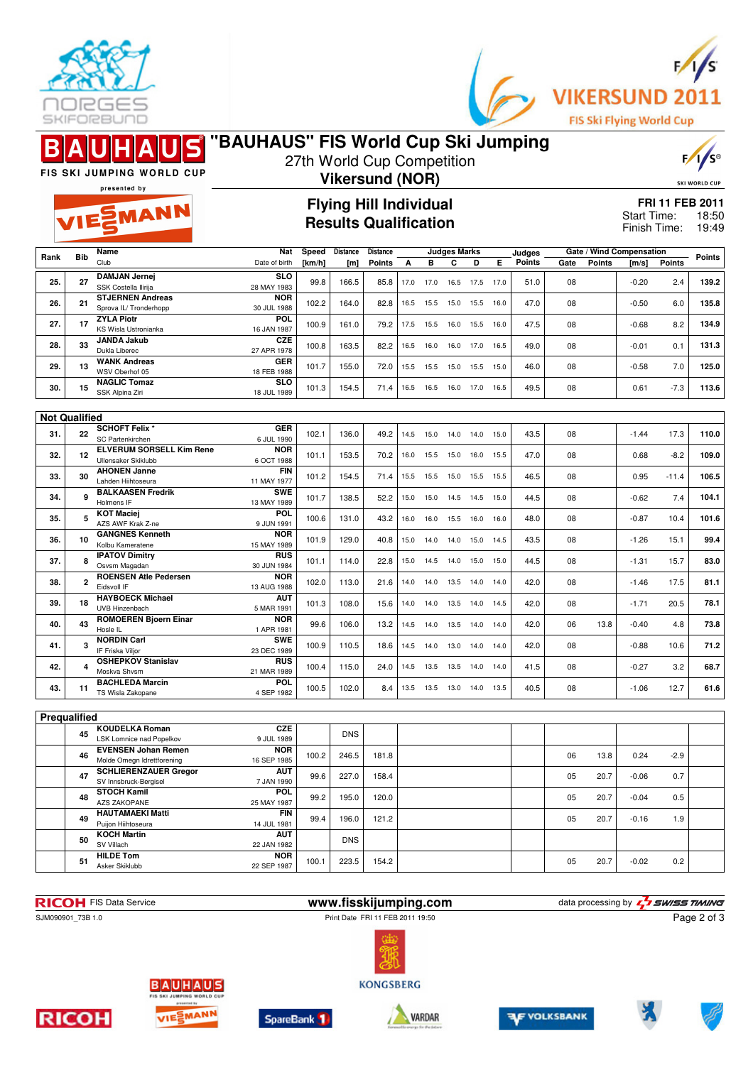# "BAUHAUS" FIS World Cup Ski Jumping

27th World Cup Competition

**Vikersund (NOR)**

## Flying Hill Individual
## Results Qualification

**FRI 11 FEB 2011**
Start Time: 18:50
Finish Time: 19:49

| Rank | Bib | Name / Club | Nat / Date of birth | Speed [km/h] | Distance [m] | Distance Points | A | B | C | D | E | Judges Points | Gate | Gate Points | Wind [m/s] | Wind Points | Points |
|---|---|---|---|---|---|---|---|---|---|---|---|---|---|---|---|---|---|
| 25. | 27 | DAMJAN Jernej / SSK Costella Ilirija | SLO / 28 MAY 1983 | 99.8 | 166.5 | 85.8 | 17.0 | 17.0 | 16.5 | 17.5 | 17.0 | 51.0 | 08 | | -0.20 | 2.4 | 139.2 |
| 26. | 21 | STJERNEN Andreas / Sprova IL/ Tronderhopp | NOR / 30 JUL 1988 | 102.2 | 164.0 | 82.8 | 16.5 | 15.5 | 15.0 | 15.5 | 16.0 | 47.0 | 08 | | -0.50 | 6.0 | 135.8 |
| 27. | 17 | ZYLA Piotr / KS Wisla Ustronianka | POL / 16 JAN 1987 | 100.9 | 161.0 | 79.2 | 17.5 | 15.5 | 16.0 | 15.5 | 16.0 | 47.5 | 08 | | -0.68 | 8.2 | 134.9 |
| 28. | 33 | JANDA Jakub / Dukla Liberec | CZE / 27 APR 1978 | 100.8 | 163.5 | 82.2 | 16.5 | 16.0 | 16.0 | 17.0 | 16.5 | 49.0 | 08 | | -0.01 | 0.1 | 131.3 |
| 29. | 13 | WANK Andreas / WSV Oberhof 05 | GER / 18 FEB 1988 | 101.7 | 155.0 | 72.0 | 15.5 | 15.5 | 15.0 | 15.5 | 15.0 | 46.0 | 08 | | -0.58 | 7.0 | 125.0 |
| 30. | 15 | NAGLIC Tomaz / SSK Alpina Ziri | SLO / 18 JUL 1989 | 101.3 | 154.5 | 71.4 | 16.5 | 16.5 | 16.0 | 17.0 | 16.5 | 49.5 | 08 | | 0.61 | -7.3 | 113.6 |

### Not Qualified

| Rank | Bib | Name / Club | Nat / Date of birth | Speed [km/h] | Distance [m] | Distance Points | A | B | C | D | E | Judges Points | Gate | Gate Points | Wind [m/s] | Wind Points | Points |
|---|---|---|---|---|---|---|---|---|---|---|---|---|---|---|---|---|---|
| 31. | 22 | SCHOFT Felix * / SC Partenkirchen | GER / 6 JUL 1990 | 102.1 | 136.0 | 49.2 | 14.5 | 15.0 | 14.0 | 14.0 | 15.0 | 43.5 | 08 | | -1.44 | 17.3 | 110.0 |
| 32. | 12 | ELVERUM SORSELL Kim Rene / Ullensaker Skiklubb | NOR / 6 OCT 1988 | 101.1 | 153.5 | 70.2 | 16.0 | 15.5 | 15.0 | 16.0 | 15.5 | 47.0 | 08 | | 0.68 | -8.2 | 109.0 |
| 33. | 30 | AHONEN Janne / Lahden Hiihtoseura | FIN / 11 MAY 1977 | 101.2 | 154.5 | 71.4 | 15.5 | 15.5 | 15.0 | 15.5 | 15.5 | 46.5 | 08 | | 0.95 | -11.4 | 106.5 |
| 34. | 9 | BALKAASEN Fredrik / Holmens IF | SWE / 13 MAY 1989 | 101.7 | 138.5 | 52.2 | 15.0 | 15.0 | 14.5 | 14.5 | 15.0 | 44.5 | 08 | | -0.62 | 7.4 | 104.1 |
| 35. | 5 | KOT Maciej / AZS AWF Krak Z-ne | POL / 9 JUN 1991 | 100.6 | 131.0 | 43.2 | 16.0 | 16.0 | 15.5 | 16.0 | 16.0 | 48.0 | 08 | | -0.87 | 10.4 | 101.6 |
| 36. | 10 | GANGNES Kenneth / Kolbu Kameratene | NOR / 15 MAY 1989 | 101.9 | 129.0 | 40.8 | 15.0 | 14.0 | 14.0 | 15.0 | 14.5 | 43.5 | 08 | | -1.26 | 15.1 | 99.4 |
| 37. | 8 | IPATOV Dimitry / Osvsm Magadan | RUS / 30 JUN 1984 | 101.1 | 114.0 | 22.8 | 15.0 | 14.5 | 14.0 | 15.0 | 15.0 | 44.5 | 08 | | -1.31 | 15.7 | 83.0 |
| 38. | 2 | ROENSEN Atle Pedersen / Eidsvoll IF | NOR / 13 AUG 1988 | 102.0 | 113.0 | 21.6 | 14.0 | 14.0 | 13.5 | 14.0 | 14.0 | 42.0 | 08 | | -1.46 | 17.5 | 81.1 |
| 39. | 18 | HAYBOECK Michael / UVB Hinzenbach | AUT / 5 MAR 1991 | 101.3 | 108.0 | 15.6 | 14.0 | 14.0 | 13.5 | 14.0 | 14.5 | 42.0 | 08 | | -1.71 | 20.5 | 78.1 |
| 40. | 43 | ROMOEREN Bjoern Einar / Hosle IL | NOR / 1 APR 1981 | 99.6 | 106.0 | 13.2 | 14.5 | 14.0 | 13.5 | 14.0 | 14.0 | 42.0 | 06 | 13.8 | -0.40 | 4.8 | 73.8 |
| 41. | 3 | NORDIN Carl / IF Friska Viljor | SWE / 23 DEC 1989 | 100.9 | 110.5 | 18.6 | 14.5 | 14.0 | 13.0 | 14.0 | 14.0 | 42.0 | 08 | | -0.88 | 10.6 | 71.2 |
| 42. | 4 | OSHEPKOV Stanislav / Moskva Shvsm | RUS / 21 MAR 1989 | 100.4 | 115.0 | 24.0 | 14.5 | 13.5 | 13.5 | 14.0 | 14.0 | 41.5 | 08 | | -0.27 | 3.2 | 68.7 |
| 43. | 11 | BACHLEDA Marcin / TS Wisla Zakopane | POL / 4 SEP 1982 | 100.5 | 102.0 | 8.4 | 13.5 | 13.5 | 13.0 | 14.0 | 13.5 | 40.5 | 08 | | -1.06 | 12.7 | 61.6 |

### Prequalified

| Rank | Bib | Name / Club | Nat / Date of birth | Speed [km/h] | Distance [m] | Distance Points | A | B | C | D | E | Judges Points | Gate | Gate Points | Wind [m/s] | Wind Points | Points |
|---|---|---|---|---|---|---|---|---|---|---|---|---|---|---|---|---|---|
| | 45 | KOUDELKA Roman / LSK Lomnice nad Popelkov | CZE / 9 JUL 1989 | | DNS | | | | | | | | | | | | |
| | 46 | EVENSEN Johan Remen / Molde Omegn Idrettforening | NOR / 16 SEP 1985 | 100.2 | 246.5 | 181.8 | | | | | | | 06 | 13.8 | 0.24 | -2.9 | |
| | 47 | SCHLIERENZAUER Gregor / SV Innsbruck-Bergisel | AUT / 7 JAN 1990 | 99.6 | 227.0 | 158.4 | | | | | | | 05 | 20.7 | -0.06 | 0.7 | |
| | 48 | STOCH Kamil / AZS ZAKOPANE | POL / 25 MAY 1987 | 99.2 | 195.0 | 120.0 | | | | | | | 05 | 20.7 | -0.04 | 0.5 | |
| | 49 | HAUTAMAEKI Matti / Puijon Hiihtoseura | FIN / 14 JUL 1981 | 99.4 | 196.0 | 121.2 | | | | | | | 05 | 20.7 | -0.16 | 1.9 | |
| | 50 | KOCH Martin / SV Villach | AUT / 22 JAN 1982 | | DNS | | | | | | | | | | | | |
| | 51 | HILDE Tom / Asker Skiklubb | NOR / 22 SEP 1987 | 100.1 | 223.5 | 154.2 | | | | | | | 05 | 20.7 | -0.02 | 0.2 | |

RICOH FIS Data Service — www.fisskijumping.com — data processing by SWISS TIMING

SJM090901_73B 1.0 — Print Date FRI 11 FEB 2011 19:50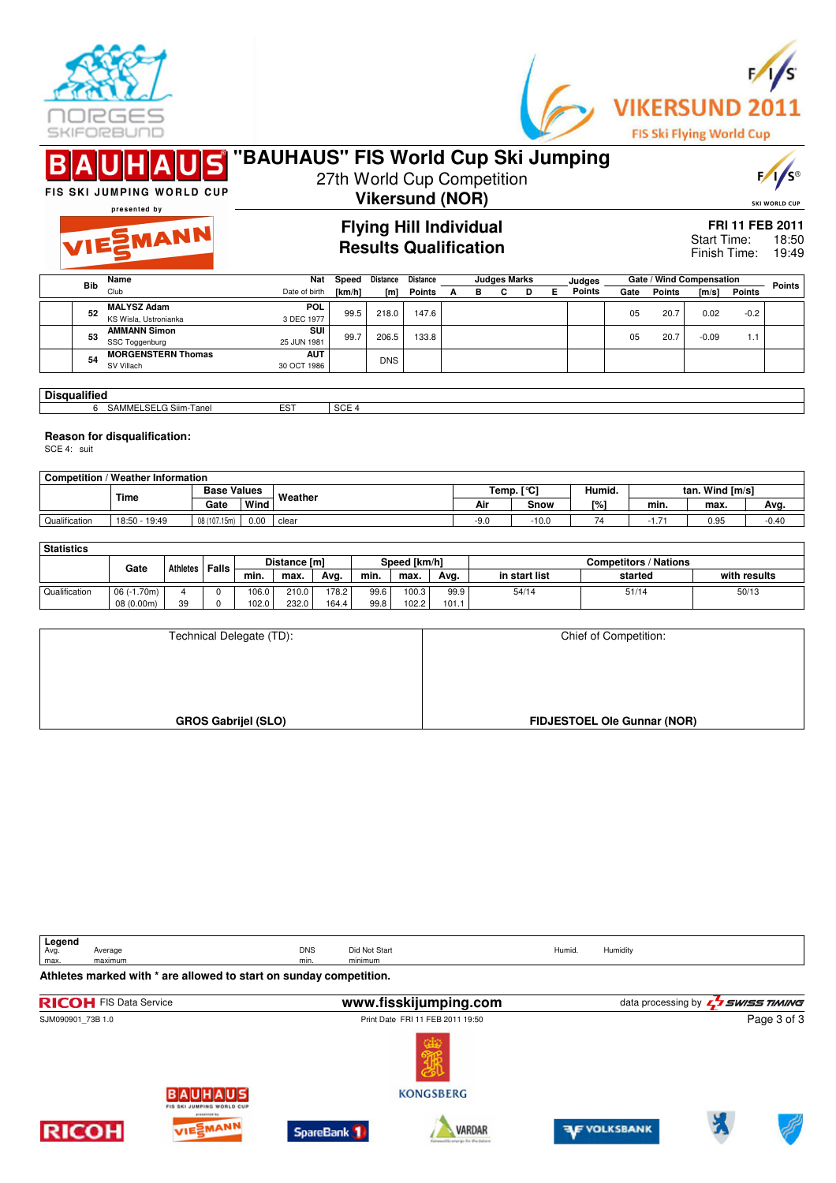# "BAUHAUS" FIS World Cup Ski Jumping

27th World Cup Competition

**Vikersund (NOR)**

## Flying Hill Individual
## Results Qualification

**FRI 11 FEB 2011**
Start Time: 18:50
Finish Time: 19:49

| Bib | Name / Club | Nat / Date of birth | Speed [km/h] | Distance [m] | Distance Points | Judges Marks A | B | C | D | E | Judges Points | Gate | Gate Points | Wind [m/s] | Wind Points | Points |
|---|---|---|---|---|---|---|---|---|---|---|---|---|---|---|---|---|
| 52 | MALYSZ Adam<br>KS Wisla, Ustronianka | POL<br>3 DEC 1977 | 99.5 | 218.0 | 147.6 | | | | | | | 05 | 20.7 | 0.02 | -0.2 | |
| 53 | AMMANN Simon<br>SSC Toggenburg | SUI<br>25 JUN 1981 | 99.7 | 206.5 | 133.8 | | | | | | | 05 | 20.7 | -0.09 | 1.1 | |
| 54 | MORGENSTERN Thomas<br>SV Villach | AUT<br>30 OCT 1986 | | DNS | | | | | | | | | | | | |

**Disqualified**

| | | | |
|---|---|---|---|
| 6 | SAMMELSELG Siim-Tanel | EST | SCE 4 |

**Reason for disqualification:**
SCE 4: suit

**Competition / Weather Information**

| | Time | Base Values Gate | Base Values Wind | Weather | Temp. [°C] Air | Temp. [°C] Snow | Humid. [%] | tan. Wind [m/s] min. | max. | Avg. |
|---|---|---|---|---|---|---|---|---|---|---|
| Qualification | 18:50 - 19:49 | 08 (107.15m) | 0.00 | clear | -9.0 | -10.0 | 74 | -1.71 | 0.95 | -0.40 |

**Statistics**

| | Gate | Athletes | Falls | Distance [m] min. | max. | Avg. | Speed [km/h] min. | max. | Avg. | Competitors / Nations in start list | started | with results |
|---|---|---|---|---|---|---|---|---|---|---|---|---|
| Qualification | 06 (-1.70m) | 4 | 0 | 106.0 | 210.0 | 178.2 | 99.6 | 100.3 | 99.9 | 54/14 | 51/14 | 50/13 |
| | 08 (0.00m) | 39 | 0 | 102.0 | 232.0 | 164.4 | 99.8 | 102.2 | 101.1 | | | |

| Technical Delegate (TD): | Chief of Competition: |
|---|---|
| **GROS Gabrijel (SLO)** | **FIDJESTOEL Ole Gunnar (NOR)** |

**Legend**

| | | | | | |
|---|---|---|---|---|---|
| Avg. | Average | DNS | Did Not Start | Humid. | Humidity |
| max. | maximum | min. | minimum | | |

**Athletes marked with * are allowed to start on sunday competition.**

RICOH FIS Data Service — www.fisskijumping.com — data processing by SWISS TIMING

SJM090901_73B 1.0 — Print Date FRI 11 FEB 2011 19:50